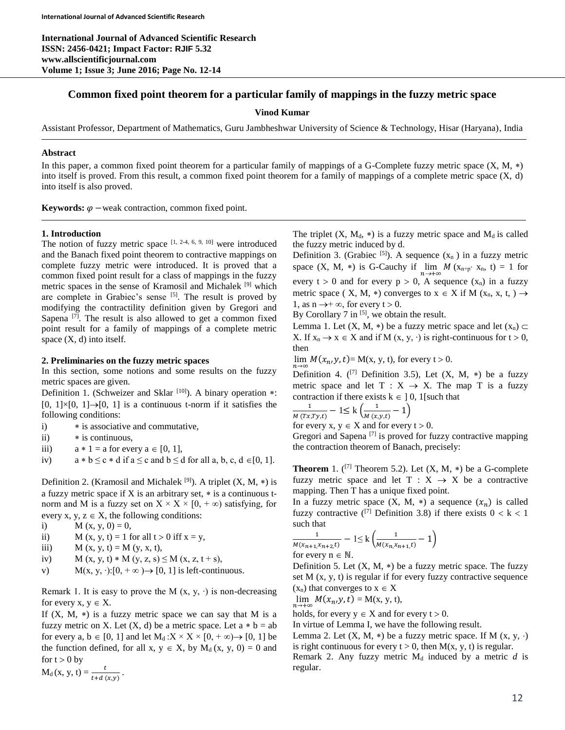**International Journal of Advanced Scientific Research**
**ISSN: 2456-0421; Impact Factor: RJIF 5.32**
**www.allscientificjournal.com**
**Volume 1; Issue 3; June 2016; Page No. 12-14**

# Common fixed point theorem for a particular family of mappings in the fuzzy metric space

**Vinod Kumar**

Assistant Professor, Department of Mathematics, Guru Jambheshwar University of Science & Technology, Hisar (Haryana), India

## Abstract

In this paper, a common fixed point theorem for a particular family of mappings of a G-Complete fuzzy metric space (X, M, ∗) into itself is proved. From this result, a common fixed point theorem for a family of mappings of a complete metric space (X, d) into itself is also proved.

**Keywords:** $\varphi$ −weak contraction, common fixed point.

## 1. Introduction

The notion of fuzzy metric space [1, 2-4, 6, 9, 10] were introduced and the Banach fixed point theorem to contractive mappings on complete fuzzy metric were introduced. It is proved that a common fixed point result for a class of mappings in the fuzzy metric spaces in the sense of Kramosil and Michalek [9] which are complete in Grabiec's sense [5]. The result is proved by modifying the contractility definition given by Gregori and Sapena [7]. The result is also allowed to get a common fixed point result for a family of mappings of a complete metric space (X, d) into itself.

## 2. Preliminaries on the fuzzy metric spaces

In this section, some notions and some results on the fuzzy metric spaces are given.

Definition 1. (Schweizer and Sklar [10]). A binary operation ∗: [0, 1]×[0, 1]→[0, 1] is a continuous t-norm if it satisfies the following conditions:

i) ∗ is associative and commutative,
ii) ∗ is continuous,
iii) $a * 1 = a$ for every $a \in [0, 1]$,
iv) $a * b \le c * d$ if $a \le c$ and $b \le d$ for all $a, b, c, d \in [0, 1]$.

Definition 2. (Kramosil and Michalek [9]). A triplet (X, M, ∗) is a fuzzy metric space if X is an arbitrary set, ∗ is a continuous t-norm and M is a fuzzy set on $X \times X \times [0, +\infty)$ satisfying, for every $x, y, z \in X$, the following conditions:

i) $M(x, y, 0) = 0$,
ii) $M(x, y, t) = 1$ for all $t > 0$ iff $x = y$,
iii) $M(x, y, t) = M(y, x, t)$,
iv) $M(x, y, t) * M(y, z, s) \le M(x, z, t + s)$,
v) $M(x, y, \cdot):[0, +\infty) \to [0, 1]$ is left-continuous.

Remark 1. It is easy to prove the $M(x, y, \cdot)$ is non-decreasing for every $x, y \in X$.

If (X, M, ∗) is a fuzzy metric space we can say that M is a fuzzy metric on X. Let (X, d) be a metric space. Let $a * b = ab$ for every $a, b \in [0, 1]$ and let $M_d : X \times X \times [0, +\infty) \to [0, 1]$ be the function defined, for all $x, y \in X$, by $M_d(x, y, 0) = 0$ and for $t > 0$ by

$$M_d(x, y, t) = \frac{t}{t + d(x, y)}.$$

The triplet $(X, M_d, *)$ is a fuzzy metric space and $M_d$ is called the fuzzy metric induced by d.

Definition 3. (Grabiec [5]). A sequence $(x_n)$ in a fuzzy metric space (X, M, ∗) is G-Cauchy if $\lim_{n \to +\infty} M(x_{n+p}, x_n, t) = 1$ for every $t > 0$ and for every $p > 0$, A sequence $(x_n)$ in a fuzzy metric space (X, M, ∗) converges to $x \in X$ if $M(x_n, x, t) \to 1$, as $n \to +\infty$, for every $t > 0$.

By Corollary 7 in [5], we obtain the result.

Lemma 1. Let (X, M, ∗) be a fuzzy metric space and let $(x_n) \subset X$. If $x_n \to x \in X$ and if $M(x, y, \cdot)$ is right-continuous for $t > 0$, then

$\lim_{n \to \infty} M(x_n, y, t) = M(x, y, t)$, for every $t > 0$.

Definition 4. ([7] Definition 3.5), Let (X, M, ∗) be a fuzzy metric space and let $T : X \to X$. The map T is a fuzzy contraction if there exists $k \in ]0, 1[$ such that

$$\frac{1}{M(Tx, Ty, t)} - 1 \le k\left(\frac{1}{M(x, y, t)} - 1\right)$$

for every $x, y \in X$ and for every $t > 0$.

Gregori and Sapena [7] is proved for fuzzy contractive mapping the contraction theorem of Banach, precisely:

**Theorem** 1. ([7] Theorem 5.2). Let (X, M, ∗) be a G-complete fuzzy metric space and let $T : X \to X$ be a contractive mapping. Then T has a unique fixed point.

In a fuzzy metric space (X, M, ∗) a sequence $(x_n)$ is called fuzzy contractive ([7] Definition 3.8) if there exists $0 < k < 1$ such that

$$\frac{1}{M(x_{n+1}, x_{n+2}, t)} - 1 \le k\left(\frac{1}{M(x_n, x_{n+1}, t)} - 1\right)$$

for every $n \in \mathbb{N}$.

Definition 5. Let (X, M, ∗) be a fuzzy metric space. The fuzzy set M (x, y, t) is regular if for every fuzzy contractive sequence $(x_n)$ that converges to $x \in X$

$\lim_{n \to +\infty} M(x_n, y, t) = M(x, y, t)$,

holds, for every $y \in X$ and for every $t > 0$.

In virtue of Lemma I, we have the following result.

Lemma 2. Let (X, M, ∗) be a fuzzy metric space. If $M(x, y, \cdot)$ is right continuous for every $t > 0$, then $M(x, y, t)$ is regular.

Remark 2. Any fuzzy metric $M_d$ induced by a metric $d$ is regular.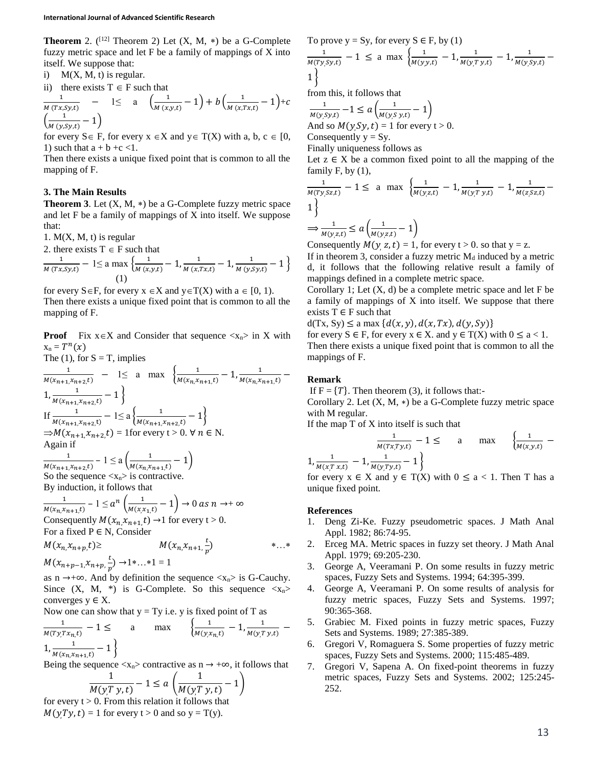**Theorem** 2. ([12] Theorem 2) Let (X, M, ∗) be a G-Complete fuzzy metric space and let F be a family of mappings of X into itself. We suppose that:

i) M(X, M, t) is regular.

ii) there exists $T \in F$ such that

$$\frac{1}{M(Tx,Sy,t)} - 1 \leq a \left(\frac{1}{M(x,y,t)} - 1\right) + b\left(\frac{1}{M(x,Tx,t)} - 1\right) + c\left(\frac{1}{M(y,Sy,t)} - 1\right)$$

for every $S \in F$, for every $x \in X$ and $y \in T(X)$ with a, b, c $\in$ [0, 1) such that a + b +c <1.

Then there exists a unique fixed point that is common to all the mapping of F.

## 3. The Main Results

**Theorem 3**. Let (X, M, ∗) be a G-Complete fuzzy metric space and let F be a family of mappings of X into itself. We suppose that:

1. M(X, M, t) is regular
2. there exists $T \in F$ such that

$$\frac{1}{M(Tx,Sy,t)} - 1 \leq a \max\left\{\frac{1}{M(x,y,t)} - 1, \frac{1}{M(x,Tx,t)} - 1, \frac{1}{M(y,Sy,t)} - 1\right\} \quad (1)$$

for every $S \in F$, for every $x \in X$ and $y \in T(X)$ with $a \in [0, 1)$.

Then there exists a unique fixed point that is common to all the mapping of F.

**Proof** Fix $x \in X$ and Consider that sequence $<x_n>$ in X with $x_n = T^n(x)$

The (1), for S = T, implies

$$\frac{1}{M(x_{n+1},x_{n+2},t)} - 1 \leq a \max\left\{\frac{1}{M(x_n,x_{n+1},t)} - 1, \frac{1}{M(x_n,x_{n+1},t)} - 1, \frac{1}{M(x_{n+1},x_{n+2},t)} - 1\right\}$$

If $\frac{1}{M(x_{n+1},x_{n+2},t)} - 1 \leq a\left\{\frac{1}{M(x_{n+1},x_{n+2},t)} - 1\right\}$

$\Rightarrow M(x_{n+1},x_{n+2},t) = 1$ for every t > 0. $\forall n \in N$.

Again if

$$\frac{1}{M(x_{n+1},x_{n+2},t)} - 1 \leq a\left(\frac{1}{M(x_n,x_{n+1},t)} - 1\right)$$

So the sequence $<x_n>$ is contractive.

By induction, it follows that

$$\frac{1}{M(x_n,x_{n+1},t)} - 1 \leq a^n\left(\frac{1}{M(x,x_1,t)} - 1\right) \to 0 \text{ as } n \to +\infty$$

Consequently $M(x_n,x_{n+1},t) \to 1$ for every t > 0.

For a fixed P ∈ N, Consider

$$M(x_n,x_{n+p},t) \geq M(x_n,x_{n+1},\tfrac{t}{p}) * \ldots * M(x_{n+p-1},x_{n+p},\tfrac{t}{p}) \to 1*\ldots*1 = 1$$

as $n \to +\infty$. And by definition the sequence $<x_n>$ is G-Cauchy. Since (X, M, *) is G-Complete. So this sequence $<x_n>$ converges $y \in X$.

Now one can show that y = Ty i.e. y is fixed point of T as

$$\frac{1}{M(Ty,Tx_n,t)} - 1 \leq a \max\left\{\frac{1}{M(y,x_n,t)} - 1, \frac{1}{M(y,Ty,t)} - 1, \frac{1}{M(x_n,x_{n+1},t)} - 1\right\}$$

Being the sequence $<x_n>$ contractive as $n \to +\infty$, it follows that

$$\frac{1}{M(y,Ty,t)} - 1 \leq a\left(\frac{1}{M(y,Ty,t)} - 1\right)$$

for every t > 0. From this relation it follows that $M(y,Ty,t) = 1$ for every t > 0 and so y = T(y).

To prove y = Sy, for every S ∈ F, by (1)

$$\frac{1}{M(Ty,Sy,t)} - 1 \leq a \max\left\{\frac{1}{M(y,y,t)} - 1, \frac{1}{M(y,Ty,t)} - 1, \frac{1}{M(y,Sy,t)} - 1\right\}$$

from this, it follows that

$$\frac{1}{M(y,Sy,t)} - 1 \leq a\left(\frac{1}{M(y,Sy,t)} - 1\right)$$

And so $M(y,Sy,t) = 1$ for every t > 0.

Consequently y = Sy.

Finally uniqueness follows as

Let $z \in X$ be a common fixed point to all the mapping of the family F, by (1),

$$\frac{1}{M(Ty,Sz,t)} - 1 \leq a \max\left\{\frac{1}{M(y,z,t)} - 1, \frac{1}{M(y,Ty,t)} - 1, \frac{1}{M(z,Sz,t)} - 1\right\}$$

$$\Rightarrow \frac{1}{M(y,z,t)} \leq a\left(\frac{1}{M(y,z,t)} - 1\right)$$

Consequently $M(y,z,t) = 1$, for every t > 0. so that y = z.

If in theorem 3, consider a fuzzy metric $M_d$ induced by a metric d, it follows that the following relative result a family of mappings defined in a complete metric space.

Corollary 1; Let (X, d) be a complete metric space and let F be a family of mappings of X into itself. We suppose that there exists T ∈ F such that

$d(Tx, Sy) \leq a \max\{d(x,y), d(x,Tx), d(y,Sy)\}$

for every S ∈ F, for every x ∈ X. and y ∈ T(X) with $0 \leq a < 1$.

Then there exists a unique fixed point that is common to all the mappings of F.

**Remark**

If $F = \{T\}$. Then theorem (3), it follows that:-

Corollary 2. Let (X, M, ∗) be a G-Complete fuzzy metric space with M regular.

If the map T of X into itself is such that

$$\frac{1}{M(Tx,Ty,t)} - 1 \leq a \max\left\{\frac{1}{M(x,y,t)} - 1, \frac{1}{M(x,Tx,t)} - 1, \frac{1}{M(y,Ty,t)} - 1\right\}$$

for every x ∈ X and y ∈ T(X) with $0 \leq a < 1$. Then T has a unique fixed point.

## References

1. Deng Zi-Ke. Fuzzy pseudometric spaces. J Math Anal Appl. 1982; 86:74-95.
2. Erceg MA. Metric spaces in fuzzy set theory. J Math Anal Appl. 1979; 69:205-230.
3. George A, Veeramani P. On some results in fuzzy metric spaces, Fuzzy Sets and Systems. 1994; 64:395-399.
4. George A, Veeramani P. On some results of analysis for fuzzy metric spaces, Fuzzy Sets and Systems. 1997; 90:365-368.
5. Grabiec M. Fixed points in fuzzy metric spaces, Fuzzy Sets and Systems. 1989; 27:385-389.
6. Gregori V, Romaguera S. Some properties of fuzzy metric spaces, Fuzzy Sets and Systems. 2000; 115:485-489.
7. Gregori V, Sapena A. On fixed-point theorems in fuzzy metric spaces, Fuzzy Sets and Systems. 2002; 125:245-252.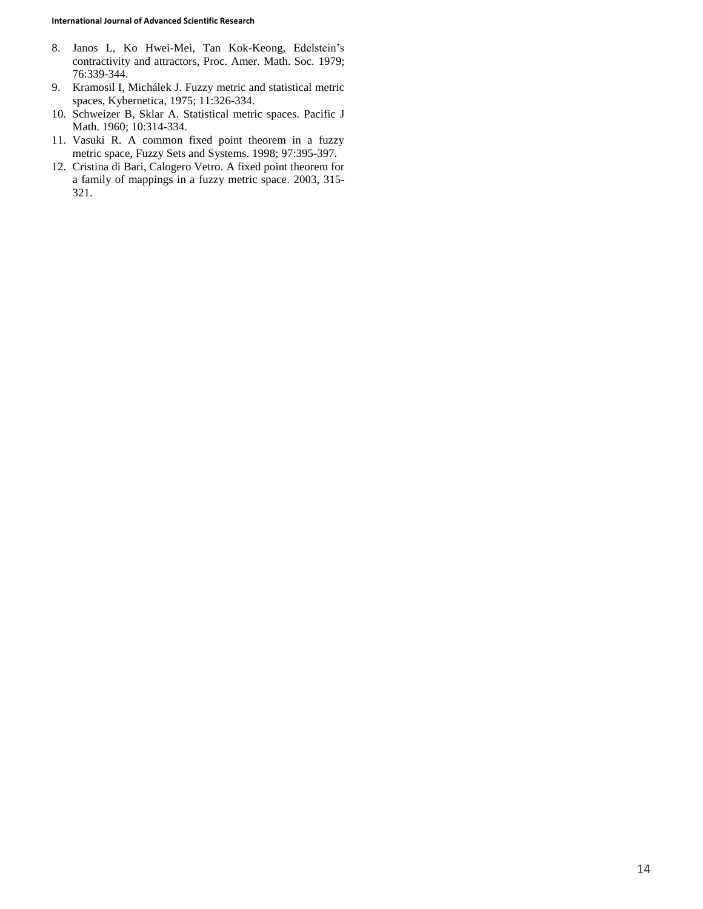8. Janos L, Ko Hwei-Mei, Tan Kok-Keong, Edelstein's contractivity and attractors, Proc. Amer. Math. Soc. 1979; 76:339-344.
9. Kramosil I, Michálek J. Fuzzy metric and statistical metric spaces, Kybernetica, 1975; 11:326-334.
10. Schweizer B, Sklar A. Statistical metric spaces. Pacific J Math. 1960; 10:314-334.
11. Vasuki R. A common fixed point theorem in a fuzzy metric space, Fuzzy Sets and Systems. 1998; 97:395-397.
12. Cristina di Bari, Calogero Vetro. A fixed point theorem for a family of mappings in a fuzzy metric space. 2003, 315-321.